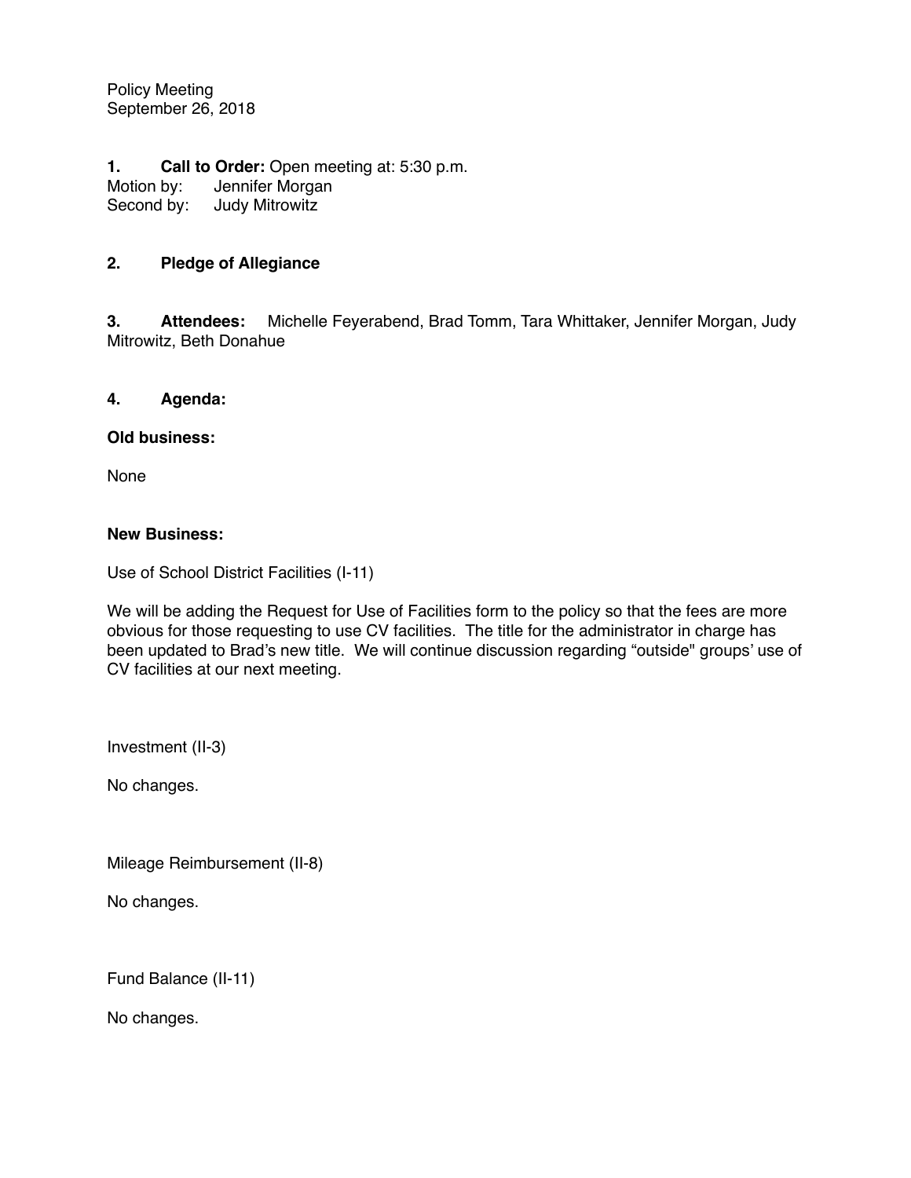Policy Meeting
September 26, 2018

**1. Call to Order:** Open meeting at: 5:30 p.m.
Motion by: Jennifer Morgan
Second by: Judy Mitrowitz

**2. Pledge of Allegiance**

**3. Attendees:** Michelle Feyerabend, Brad Tomm, Tara Whittaker, Jennifer Morgan, Judy Mitrowitz, Beth Donahue

**4. Agenda:**

**Old business:**

None

**New Business:**

Use of School District Facilities (I-11)

We will be adding the Request for Use of Facilities form to the policy so that the fees are more obvious for those requesting to use CV facilities. The title for the administrator in charge has been updated to Brad's new title. We will continue discussion regarding "outside" groups' use of CV facilities at our next meeting.

Investment (II-3)

No changes.

Mileage Reimbursement (II-8)

No changes.

Fund Balance (II-11)

No changes.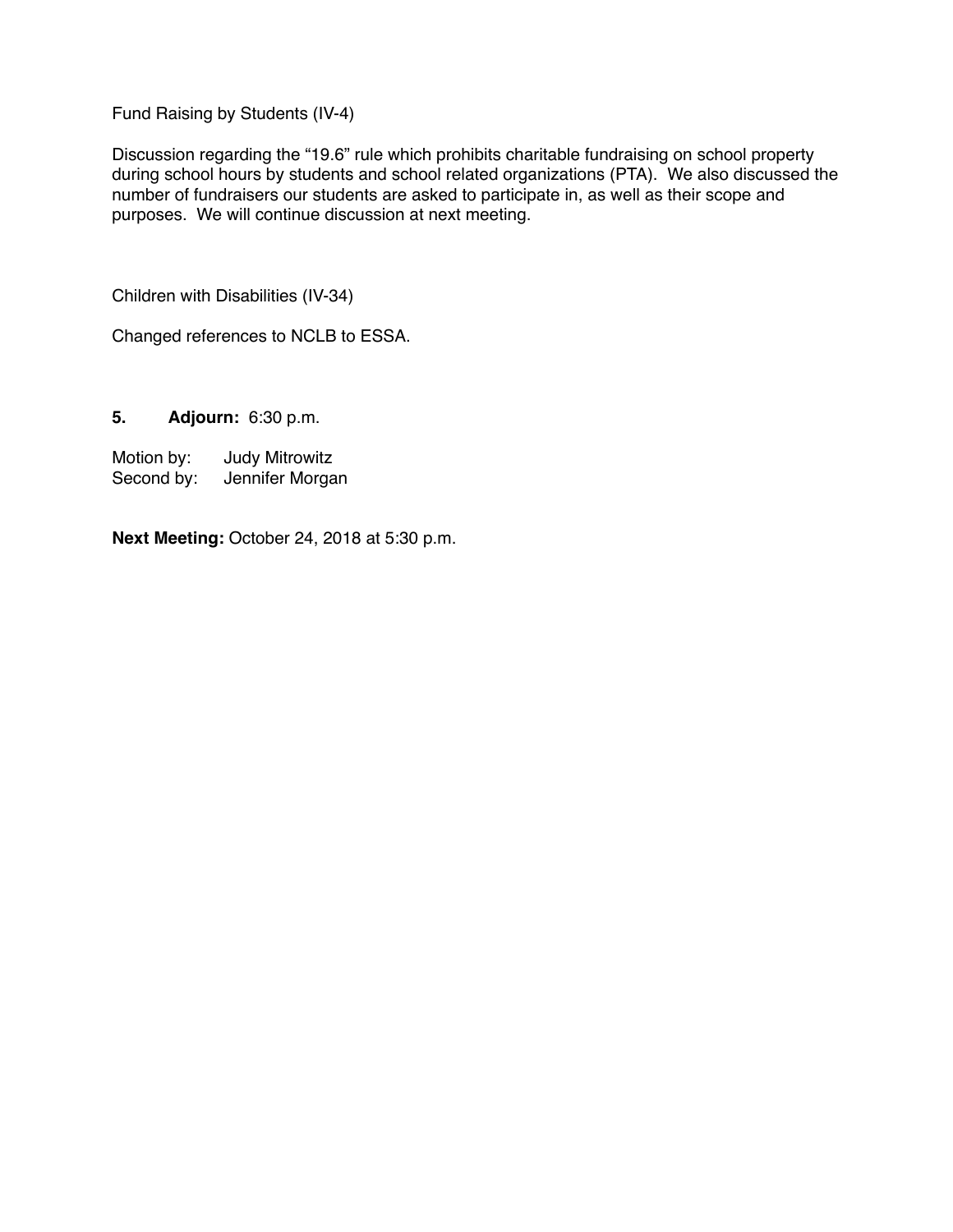Fund Raising by Students (IV-4)

Discussion regarding the "19.6" rule which prohibits charitable fundraising on school property during school hours by students and school related organizations (PTA). We also discussed the number of fundraisers our students are asked to participate in, as well as their scope and purposes. We will continue discussion at next meeting.

Children with Disabilities (IV-34)

Changed references to NCLB to ESSA.

**5. Adjourn:** 6:30 p.m.

Motion by: Judy Mitrowitz
Second by: Jennifer Morgan

**Next Meeting:** October 24, 2018 at 5:30 p.m.